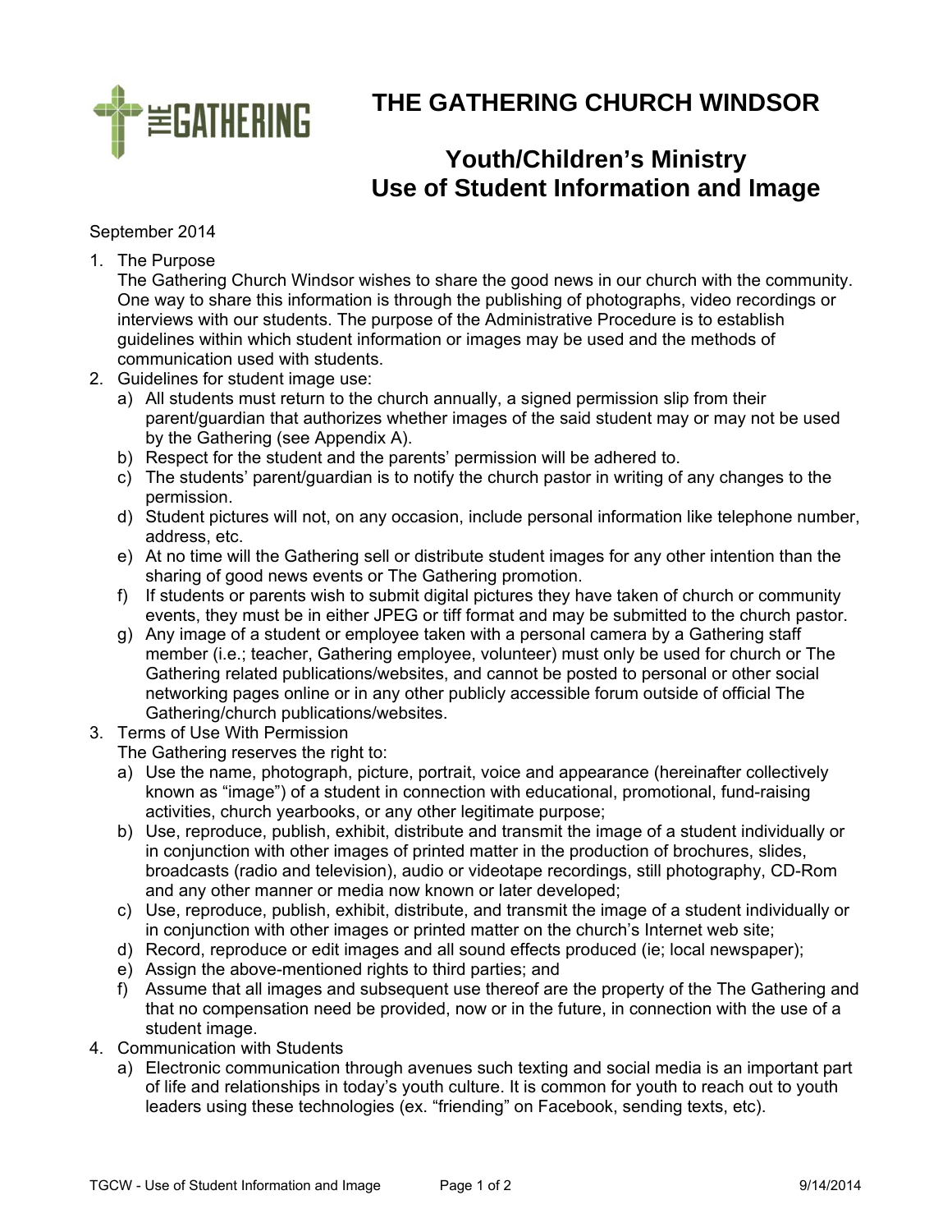# THE GATHERING CHURCH WINDSOR

## Youth/Children's Ministry Use of Student Information and Image

September 2014

1. The Purpose
   The Gathering Church Windsor wishes to share the good news in our church with the community. One way to share this information is through the publishing of photographs, video recordings or interviews with our students. The purpose of the Administrative Procedure is to establish guidelines within which student information or images may be used and the methods of communication used with students.
2. Guidelines for student image use:
   a) All students must return to the church annually, a signed permission slip from their parent/guardian that authorizes whether images of the said student may or may not be used by the Gathering (see Appendix A).
   b) Respect for the student and the parents' permission will be adhered to.
   c) The students' parent/guardian is to notify the church pastor in writing of any changes to the permission.
   d) Student pictures will not, on any occasion, include personal information like telephone number, address, etc.
   e) At no time will the Gathering sell or distribute student images for any other intention than the sharing of good news events or The Gathering promotion.
   f) If students or parents wish to submit digital pictures they have taken of church or community events, they must be in either JPEG or tiff format and may be submitted to the church pastor.
   g) Any image of a student or employee taken with a personal camera by a Gathering staff member (i.e.; teacher, Gathering employee, volunteer) must only be used for church or The Gathering related publications/websites, and cannot be posted to personal or other social networking pages online or in any other publicly accessible forum outside of official The Gathering/church publications/websites.
3. Terms of Use With Permission
   The Gathering reserves the right to:
   a) Use the name, photograph, picture, portrait, voice and appearance (hereinafter collectively known as "image") of a student in connection with educational, promotional, fund-raising activities, church yearbooks, or any other legitimate purpose;
   b) Use, reproduce, publish, exhibit, distribute and transmit the image of a student individually or in conjunction with other images of printed matter in the production of brochures, slides, broadcasts (radio and television), audio or videotape recordings, still photography, CD-Rom and any other manner or media now known or later developed;
   c) Use, reproduce, publish, exhibit, distribute, and transmit the image of a student individually or in conjunction with other images or printed matter on the church's Internet web site;
   d) Record, reproduce or edit images and all sound effects produced (ie; local newspaper);
   e) Assign the above-mentioned rights to third parties; and
   f) Assume that all images and subsequent use thereof are the property of the The Gathering and that no compensation need be provided, now or in the future, in connection with the use of a student image.
4. Communication with Students
   a) Electronic communication through avenues such texting and social media is an important part of life and relationships in today's youth culture. It is common for youth to reach out to youth leaders using these technologies (ex. "friending" on Facebook, sending texts, etc).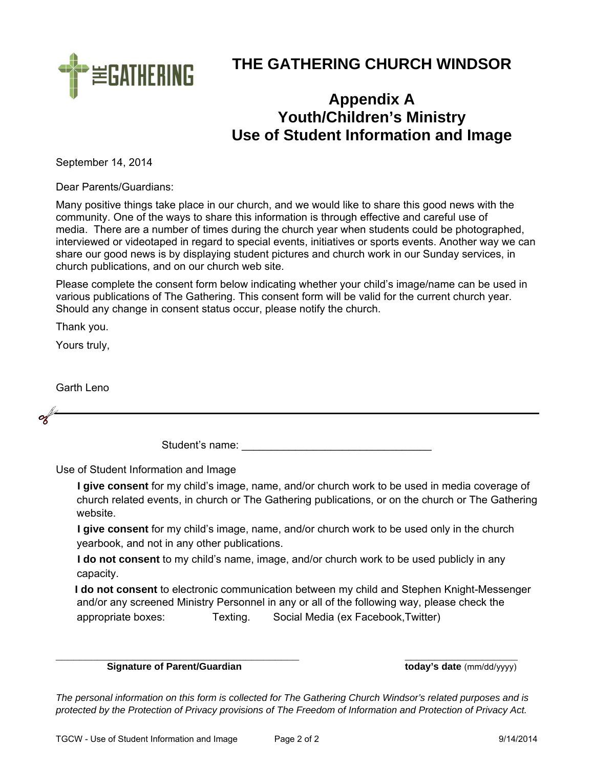# THE GATHERING CHURCH WINDSOR

## Appendix A
## Youth/Children's Ministry
## Use of Student Information and Image

September 14, 2014

Dear Parents/Guardians:

Many positive things take place in our church, and we would like to share this good news with the community. One of the ways to share this information is through effective and careful use of media. There are a number of times during the church year when students could be photographed, interviewed or videotaped in regard to special events, initiatives or sports events. Another way we can share our good news is by displaying student pictures and church work in our Sunday services, in church publications, and on our church web site.

Please complete the consent form below indicating whether your child's image/name can be used in various publications of The Gathering. This consent form will be valid for the current church year. Should any change in consent status occur, please notify the church.

Thank you.

Yours truly,

Garth Leno

---

Student's name: _______________________________

Use of Student Information and Image

- **I give consent** for my child's image, name, and/or church work to be used in media coverage of church related events, in church or The Gathering publications, or on the church or The Gathering website.
- **I give consent** for my child's image, name, and/or church work to be used only in the church yearbook, and not in any other publications.
- **I do not consent** to my child's name, image, and/or church work to be used publicly in any capacity.
- **I do not consent** to electronic communication between my child and Stephen Knight-Messenger and/or any screened Ministry Personnel in any or all of the following way, please check the appropriate boxes: Texting. Social Media (ex Facebook,Twitter)

_____________________________________________ **Signature of Parent/Guardian**

_____________________ **today's date** (mm/dd/yyyy)

*The personal information on this form is collected for The Gathering Church Windsor's related purposes and is protected by the Protection of Privacy provisions of The Freedom of Information and Protection of Privacy Act.*